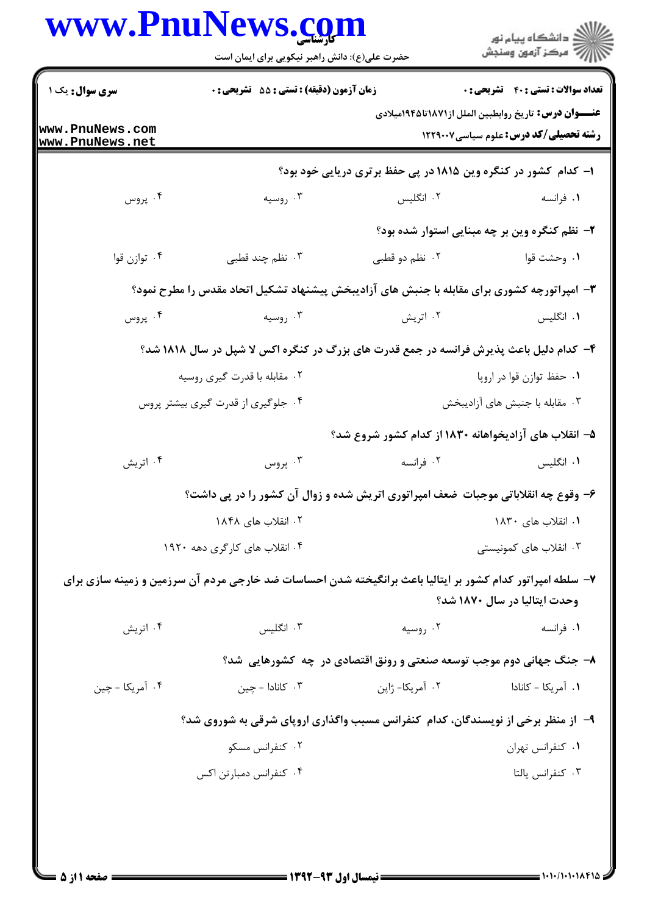**سری سوال:** یک ۱ | **زمان آزمون (دقیقه) : تستی : ۵۵ تشریحی : ۰** | **تعداد سوالات : تستی : ۴۰ تشریحی : ۰**

**عنـــوان درس:** تاریخ روابطبین الملل از۱۸۷۱تا۱۹۴۵میلادی

**رشته تحصیلی/کد درس:** علوم سیاسی ۱۲۲۹۰۰۷

۱- کدام کشور در کنگره وین ۱۸۱۵ در پی حفظ برتری دریایی خود بود؟

۱. فرانسه ۲. انگلیس ۳. روسیه ۴. پروس

۲- نظم کنگره وین بر چه مبنایی استوار شده بود؟

۱. وحشت قوا ۲. نظم دو قطبی ۳. نظم چند قطبی ۴. توازن قوا

۳- امپراتورچه کشوری برای مقابله با جنبش های آزادیبخش پیشنهاد تشکیل اتحاد مقدس را مطرح نمود؟

۱. انگلیس ۲. اتریش ۳. روسیه ۴. پروس

۴- کدام دلیل باعث پذیرش فرانسه در جمع قدرت های بزرگ در کنگره اکس لا شپل در سال ۱۸۱۸ شد؟

۱. حفظ توازن قوا در اروپا

۲. مقابله با قدرت گیری روسیه

۳. مقابله با جنبش های آزادیبخش

۴. جلوگیری از قدرت گیری بیشتر پروس

۵- انقلاب های آزادیخواهانه ۱۸۳۰ از کدام کشور شروع شد؟

۱. انگلیس ۲. فرانسه ۳. پروس ۴. اتریش

۶- وقوع چه انقلاباتی موجبات ضعف امپراتوری اتریش شده و زوال آن کشور را در پی داشت؟

۱. انقلاب های ۱۸۳۰

۲. انقلاب های ۱۸۴۸

۳. انقلاب های کمونیستی

۴. انقلاب های کارگری دهه ۱۹۲۰

۷- سلطه امپراتور کدام کشور بر ایتالیا باعث برانگیخته شدن احساسات ضد خارجی مردم آن سرزمین و زمینه سازی برای وحدت ایتالیا در سال ۱۸۷۰ شد؟

۱. فرانسه ۲. روسیه ۳. انگلیس ۴. اتریش

۸- جنگ جهانی دوم موجب توسعه صنعتی و رونق اقتصادی در چه کشورهایی شد؟

۱. آمریکا - کانادا ۲. آمریکا- ژاپن ۳. کانادا - چین ۴. آمریکا - چین

۹- از منظر برخی از نویسندگان، کدام کنفرانس مسبب واگذاری اروپای شرقی به شوروی شد؟

۱. کنفرانس تهران

۲. کنفرانس مسکو

۳. کنفرانس یالتا

۴. کنفرانس دمبارتن اکس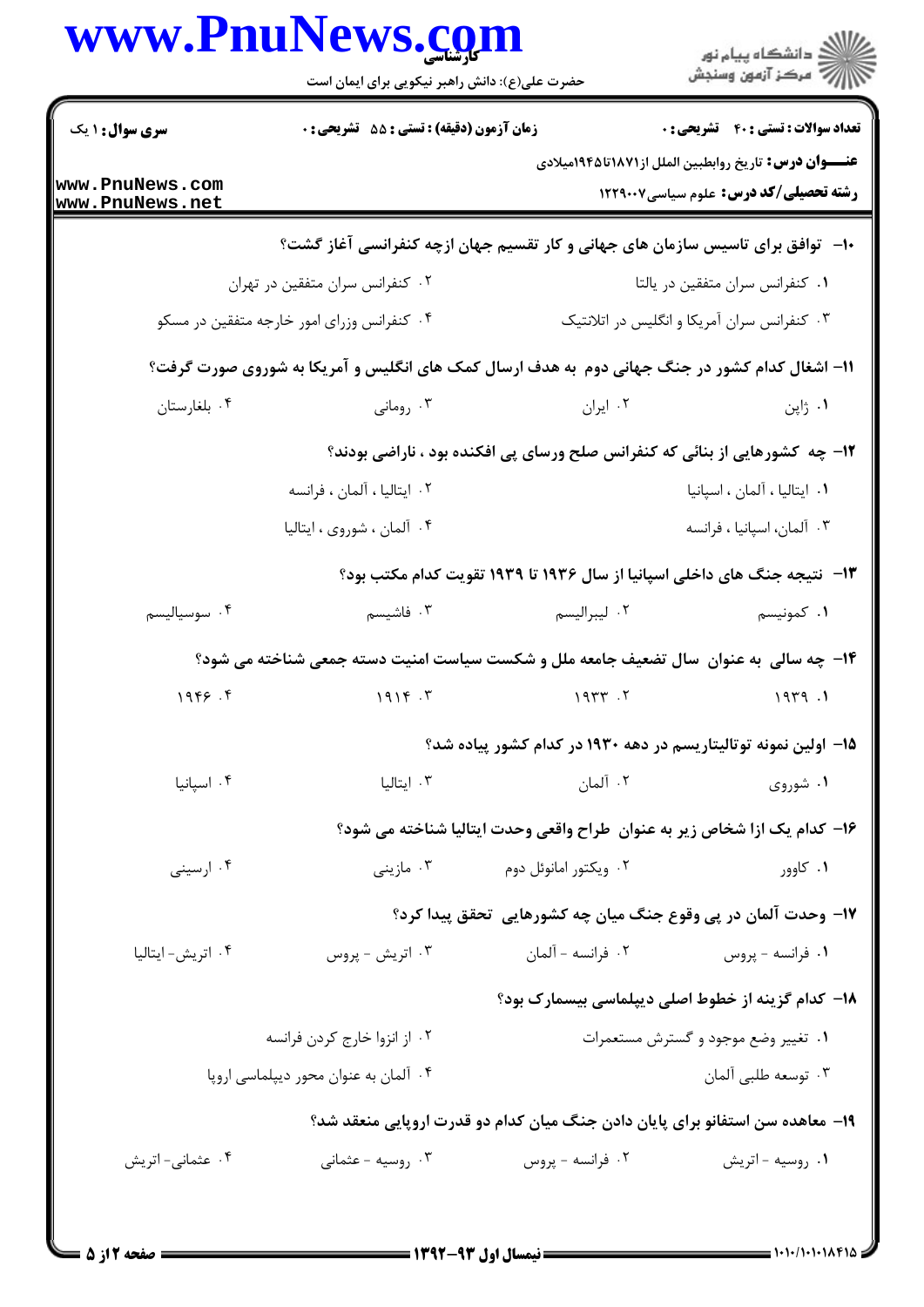**سری سوال:** ۱ یک

**زمان آزمون (دقیقه) : تستی :** ۵۵ **تشریحی :** ۰

**تعداد سوالات : تستی :** ۴۰ **تشریحی :** ۰

**عنـــوان درس:** تاریخ روابطبین الملل از۱۸۷۱تا۱۹۴۵میلادی

**رشته تحصیلی/کد درس:** علوم سیاسی۱۲۲۹۰۰۷

**۱۰- توافق برای تاسیس سازمان های جهانی و کار تقسیم جهان ازچه کنفرانسی آغاز گشت؟**

۱. کنفرانس سران متفقین در یالتا

۲. کنفرانس سران متفقین در تهران

۳. کنفرانس سران آمریکا و انگلیس در اتلانتیک

۴. کنفرانس وزرای امور خارجه متفقین در مسکو

**۱۱- اشغال کدام کشور در جنگ جهانی دوم به هدف ارسال کمک های انگلیس و آمریکا به شوروی صورت گرفت؟**

۱. ژاپن

۲. ایران

۳. رومانی

۴. بلغارستان

**۱۲- چه کشورهایی از بنائی که کنفرانس صلح ورسای پی افکنده بود ، ناراضی بودند؟**

۱. ایتالیا ، آلمان ، اسپانیا

۲. ایتالیا ، آلمان ، فرانسه

۳. آلمان، اسپانیا ، فرانسه

۴. آلمان ، شوروی ، ایتالیا

**۱۳- نتیجه جنگ های داخلی اسپانیا از سال ۱۹۳۶ تا ۱۹۳۹ تقویت کدام مکتب بود؟**

۱. کمونیسم

۲. لیبرالیسم

۳. فاشیسم

۴. سوسیالیسم

**۱۴- چه سالی به عنوان سال تضعیف جامعه ملل و شکست سیاست امنیت دسته جمعی شناخته می شود؟**

۱. ۱۹۳۹

۲. ۱۹۳۳

۳. ۱۹۱۴

۴. ۱۹۴۶

**۱۵- اولین نمونه توتالیتاریسم در دهه ۱۹۳۰ در کدام کشور پیاده شد؟**

۱. شوروی

۲. آلمان

۳. ایتالیا

۴. اسپانیا

**۱۶- کدام یک ازا شخاص زیر به عنوان طراح واقعی وحدت ایتالیا شناخته می شود؟**

۱. کاوور

۲. ویکتور امانوئل دوم

۳. مازینی

۴. ارسینی

**۱۷- وحدت آلمان در پی وقوع جنگ میان چه کشورهایی تحقق پیدا کرد؟**

۱. فرانسه - پروس

۲. فرانسه - آلمان

۳. اتریش - پروس

۴. اتریش- ایتالیا

**۱۸- کدام گزینه از خطوط اصلی دیپلماسی بیسمارک بود؟**

۱. تغییر وضع موجود و گسترش مستعمرات

۲. از انزوا خارج کردن فرانسه

۳. توسعه طلبی آلمان

۴. آلمان به عنوان محور دیپلماسی اروپا

**۱۹- معاهده سن استفانو برای پایان دادن جنگ میان کدام دو قدرت اروپایی منعقد شد؟**

۱. روسیه - اتریش

۲. فرانسه - پروس

۳. روسیه - عثمانی

۴. عثمانی- اتریش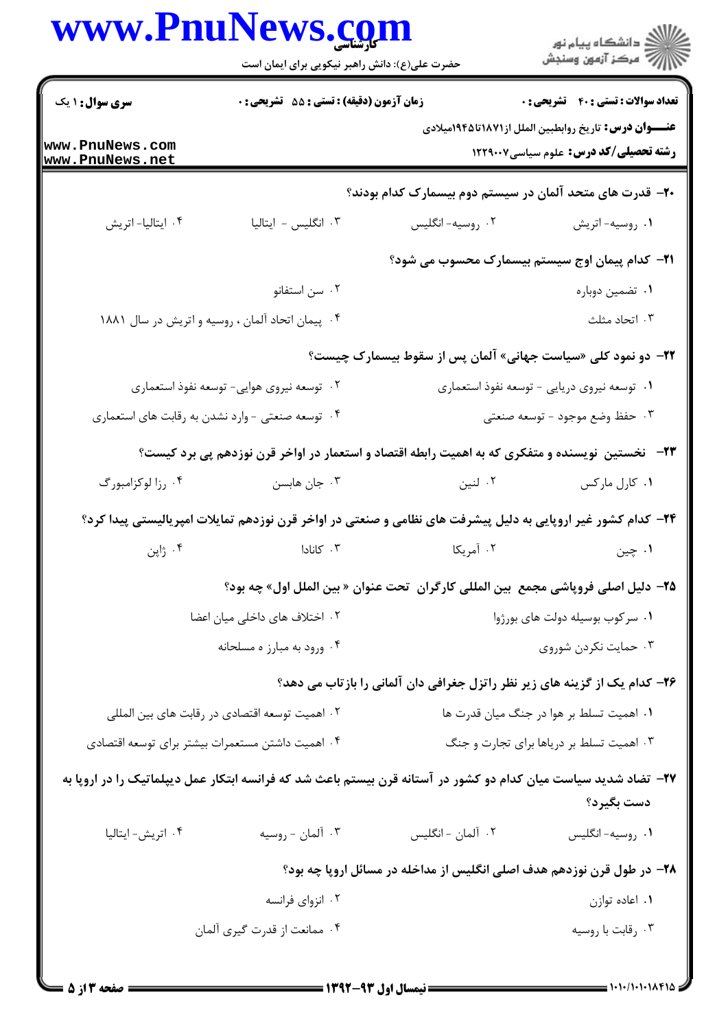**۲۰- قدرت های متحد آلمان در سیستم دوم بیسمارک کدام بودند؟**

۱. روسیه- اتریش
۲. روسیه- انگلیس
۳. انگلیس - ایتالیا
۴. ایتالیا- اتریش

**۲۱- کدام پیمان اوج سیستم بیسمارک محسوب می شود؟**

۱. تضمین دوباره
۲. سن استفانو
۳. اتحاد مثلث
۴. پیمان اتحاد آلمان ، روسیه و اتریش در سال ۱۸۸۱

**۲۲- دو نمود کلی «سیاست جهانی» آلمان پس از سقوط بیسمارک چیست؟**

۱. توسعه نیروی دریایی - توسعه نفوذ استعماری
۲. توسعه نیروی هوایی- توسعه نفوذ استعماری
۳. حفظ وضع موجود - توسعه صنعتی
۴. توسعه صنعتی - وارد نشدن به رقابت های استعماری

**۲۳- نخستین نویسنده و متفکری که به اهمیت رابطه اقتصاد و استعمار در اواخر قرن نوزدهم پی برد کیست؟**

۱. کارل مارکس
۲. لنین
۳. جان هابسن
۴. رزا لوکزامبورگ

**۲۴- کدام کشور غیر اروپایی به دلیل پیشرفت های نظامی و صنعتی در اواخر قرن نوزدهم تمایلات امپریالیستی پیدا کرد؟**

۱. چین
۲. آمریکا
۳. کانادا
۴. ژاپن

**۲۵- دلیل اصلی فروپاشی مجمع بین المللی کارگران تحت عنوان « بین الملل اول» چه بود؟**

۱. سرکوب بوسیله دولت های بورژوا
۲. اختلاف های داخلی میان اعضا
۳. حمایت نکردن شوروی
۴. ورود به مبارزه مسلحانه

**۲۶- کدام یک از گزینه های زیر نظر راتزل جغرافی دان آلمانی را بازتاب می دهد؟**

۱. اهمیت تسلط بر هوا در جنگ میان قدرت ها
۲. اهمیت توسعه اقتصادی در رقابت های بین المللی
۳. اهمیت تسلط بر دریاها برای تجارت و جنگ
۴. اهمیت داشتن مستعمرات بیشتر برای توسعه اقتصادی

**۲۷- تضاد شدید سیاست میان کدام دو کشور در آستانه قرن بیستم باعث شد که فرانسه ابتکار عمل دیپلماتیک را در اروپا به دست بگیرد؟**

۱. روسیه- انگلیس
۲. آلمان - انگلیس
۳. آلمان - روسیه
۴. اتریش- ایتالیا

**۲۸- در طول قرن نوزدهم هدف اصلی انگلیس از مداخله در مسائل اروپا چه بود؟**

۱. اعاده توازن
۲. انزوای فرانسه
۳. رقابت با روسیه
۴. ممانعت از قدرت گیری آلمان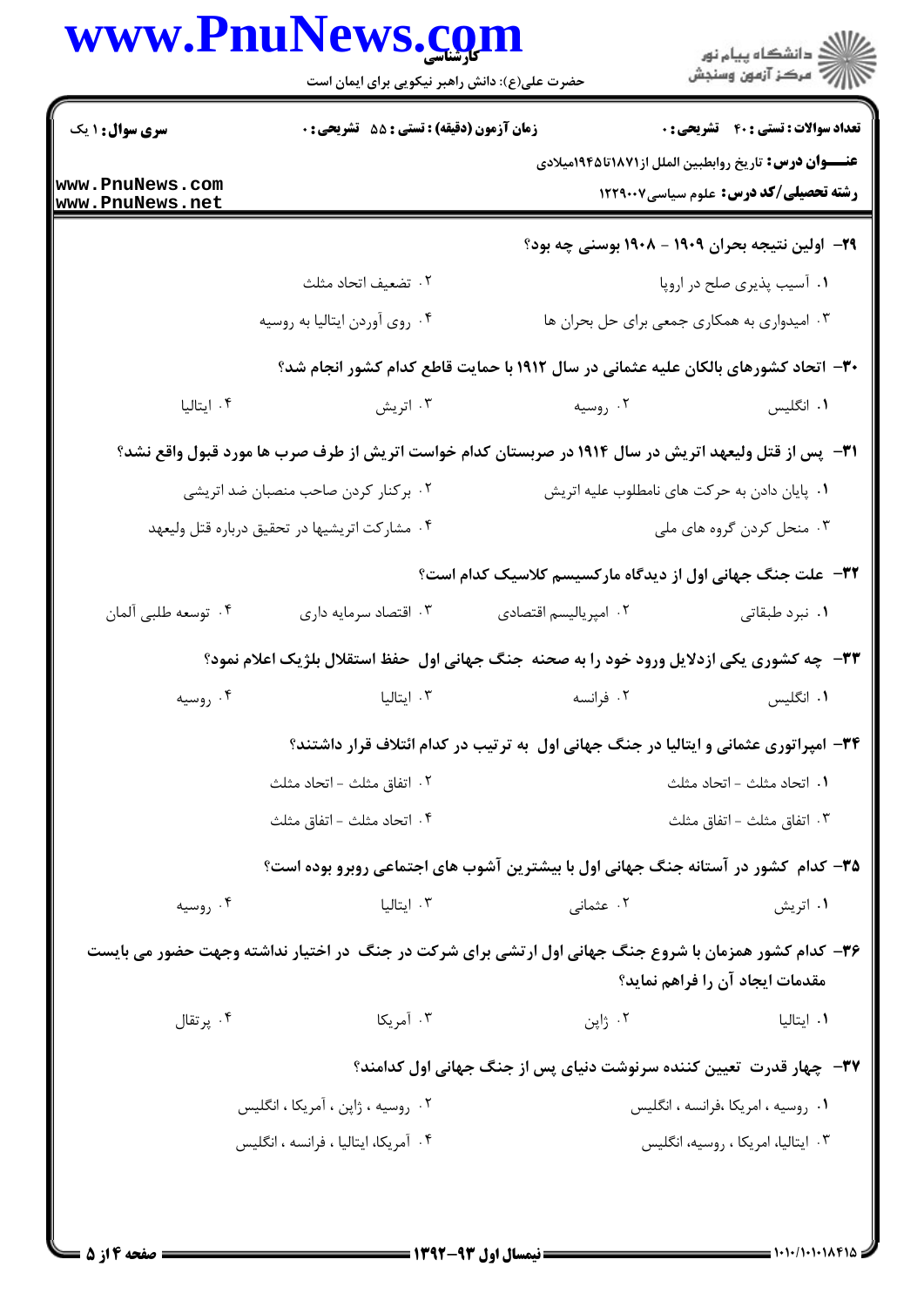**سری سوال:** ۱ یک | **زمان آزمون (دقیقه) : تستی :** ۵۵ **تشریحی :** ۰ | **تعداد سوالات : تستی :** ۴۰ **تشریحی :** ۰

**عنـــوان درس:** تاریخ روابطبین الملل از۱۸۷۱تا۱۹۴۵میلادی

**رشته تحصیلی/کد درس:** علوم سیاسی۱۲۲۹۰۰۷

۲۹- اولین نتیجه بحران ۱۹۰۹ - ۱۹۰۸ بوسنی چه بود؟

۱. آسیب پذیری صلح در اروپا
۲. تضعیف اتحاد مثلث
۳. امیدواری به همکاری جمعی برای حل بحران ها
۴. روی آوردن ایتالیا به روسیه

۳۰- اتحاد کشورهای بالکان علیه عثمانی در سال ۱۹۱۲ با حمایت قاطع کدام کشور انجام شد؟

۱. انگلیس
۲. روسیه
۳. اتریش
۴. ایتالیا

۳۱- پس از قتل ولیعهد اتریش در سال ۱۹۱۴ در صربستان کدام خواست اتریش از طرف صرب ها مورد قبول واقع نشد؟

۱. پایان دادن به حرکت های نامطلوب علیه اتریش
۲. برکنار کردن صاحب منصبان ضد اتریشی
۳. منحل کردن گروه های ملی
۴. مشارکت اتریشیها در تحقیق درباره قتل ولیعهد

۳۲- علت جنگ جهانی اول از دیدگاه مارکسیسم کلاسیک کدام است؟

۱. نبرد طبقاتی
۲. امپریالیسم اقتصادی
۳. اقتصاد سرمایه داری
۴. توسعه طلبی آلمان

۳۳- چه کشوری یکی ازدلایل ورود خود را به صحنه جنگ جهانی اول حفظ استقلال بلژیک اعلام نمود؟

۱. انگلیس
۲. فرانسه
۳. ایتالیا
۴. روسیه

۳۴- امپراتوری عثمانی و ایتالیا در جنگ جهانی اول به ترتیب در کدام ائتلاف قرار داشتند؟

۱. اتحاد مثلث - اتحاد مثلث
۲. اتفاق مثلث - اتحاد مثلث
۳. اتفاق مثلث - اتفاق مثلث
۴. اتحاد مثلث - اتفاق مثلث

۳۵- کدام کشور در آستانه جنگ جهانی اول با بیشترین آشوب های اجتماعی روبرو بوده است؟

۱. اتریش
۲. عثمانی
۳. ایتالیا
۴. روسیه

۳۶- کدام کشور همزمان با شروع جنگ جهانی اول ارتشی برای شرکت در جنگ در اختیار نداشته وجهت حضور می بایست مقدمات ایجاد آن را فراهم نماید؟

۱. ایتالیا
۲. ژاپن
۳. آمریکا
۴. پرتقال

۳۷- چهار قدرت تعیین کننده سرنوشت دنیای پس از جنگ جهانی اول کدامند؟

۱. روسیه ، امریکا ،فرانسه ، انگلیس
۲. روسیه ، ژاپن ، آمریکا ، انگلیس
۳. ایتالیا، امریکا ، روسیه، انگلیس
۴. آمریکا، ایتالیا ، فرانسه ، انگلیس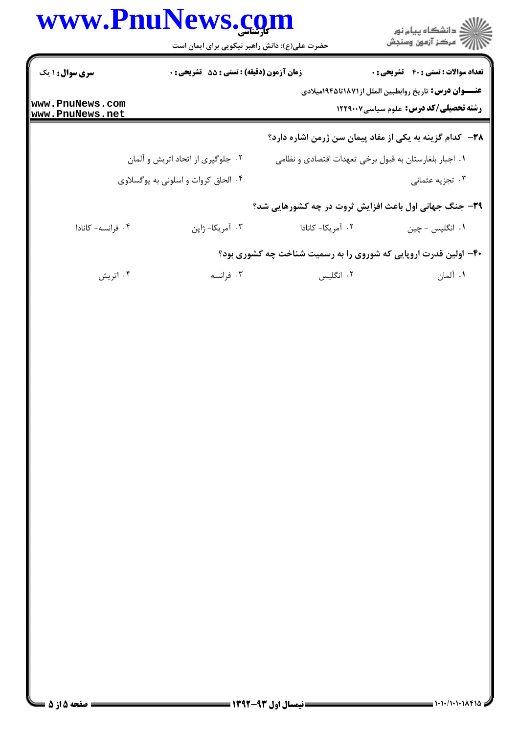**سری سوال:** ۱ یک | **زمان آزمون (دقیقه) : تستی :** ۵۵ **تشریحی :** ۰ | **تعداد سوالات : تستی :** ۴۰ **تشریحی :** ۰

**عنـــوان درس:** تاریخ روابطبین الملل از۱۸۷۱تا۱۹۴۵میلادی

**رشته تحصیلی/کد درس:** علوم سیاسی۱۲۲۹۰۰۷

**۳۸- کدام گزینه به یکی از مفاد پیمان سن ژرمن اشاره دارد؟**

۱. اجبار بلغارستان به قبول برخی تعهدات اقتصادی و نظامی

۲. جلوگیری از اتحاد اتریش و آلمان

۳. تجزیه عثمانی

۴. الحاق کروات و اسلونی به یوگسلاوی

**۳۹- جنگ جهانی اول باعث افزایش ثروت در چه کشورهایی شد؟**

۱. انگلیس - چین

۲. آمریکا- کانادا

۳. آمریکا- ژاپن

۴. فرانسه- کانادا

**۴۰- اولین قدرت اروپایی که شوروی را به رسمیت شناخت چه کشوری بود؟**

۱. آلمان

۲. انگلیس

۳. فرانسه

۴. اتریش